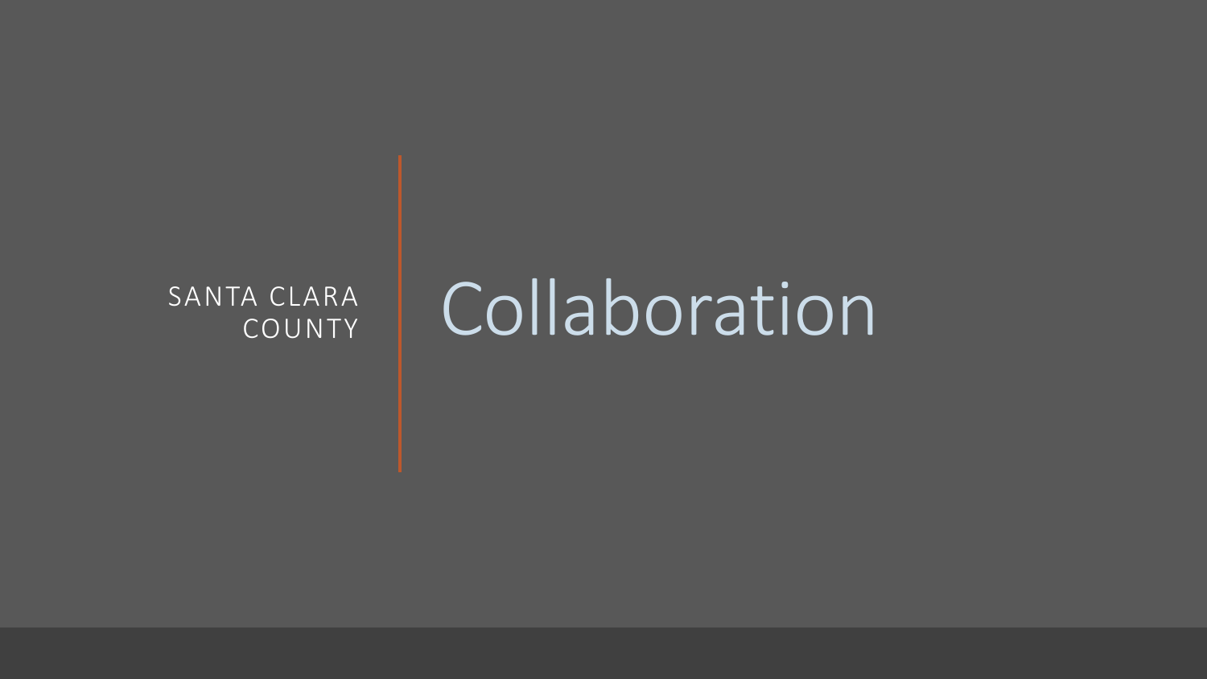SANTA CLARA COUNTY

# Collaboration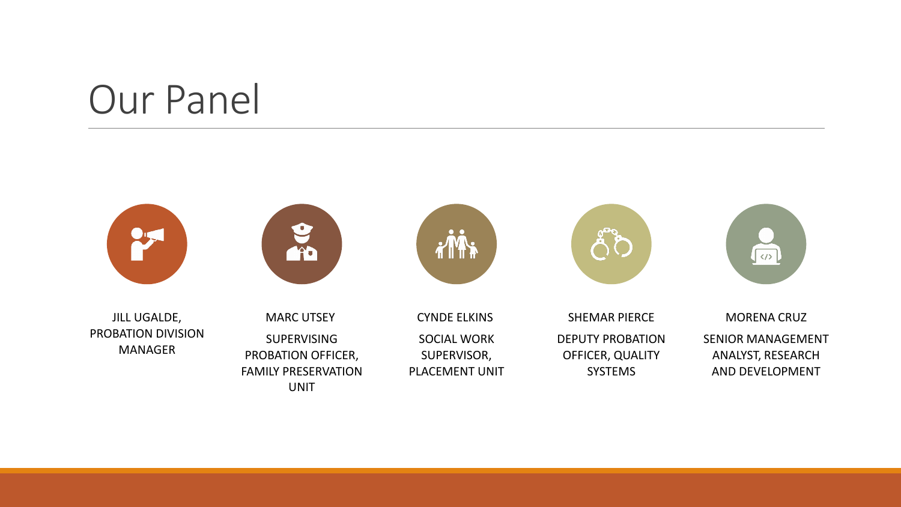# Our Panel

JILL UGALDE, PROBATION DIVISION MANAGER

MARC UTSEY

SUPERVISING PROBATION OFFICER, FAMILY PRESERVATION UNIT

CYNDE ELKINS

SOCIAL WORK SUPERVISOR, PLACEMENT UNIT

SHEMAR PIERCE

DEPUTY PROBATION OFFICER, QUALITY SYSTEMS

MORENA CRUZ

SENIOR MANAGEMENT ANALYST, RESEARCH AND DEVELOPMENT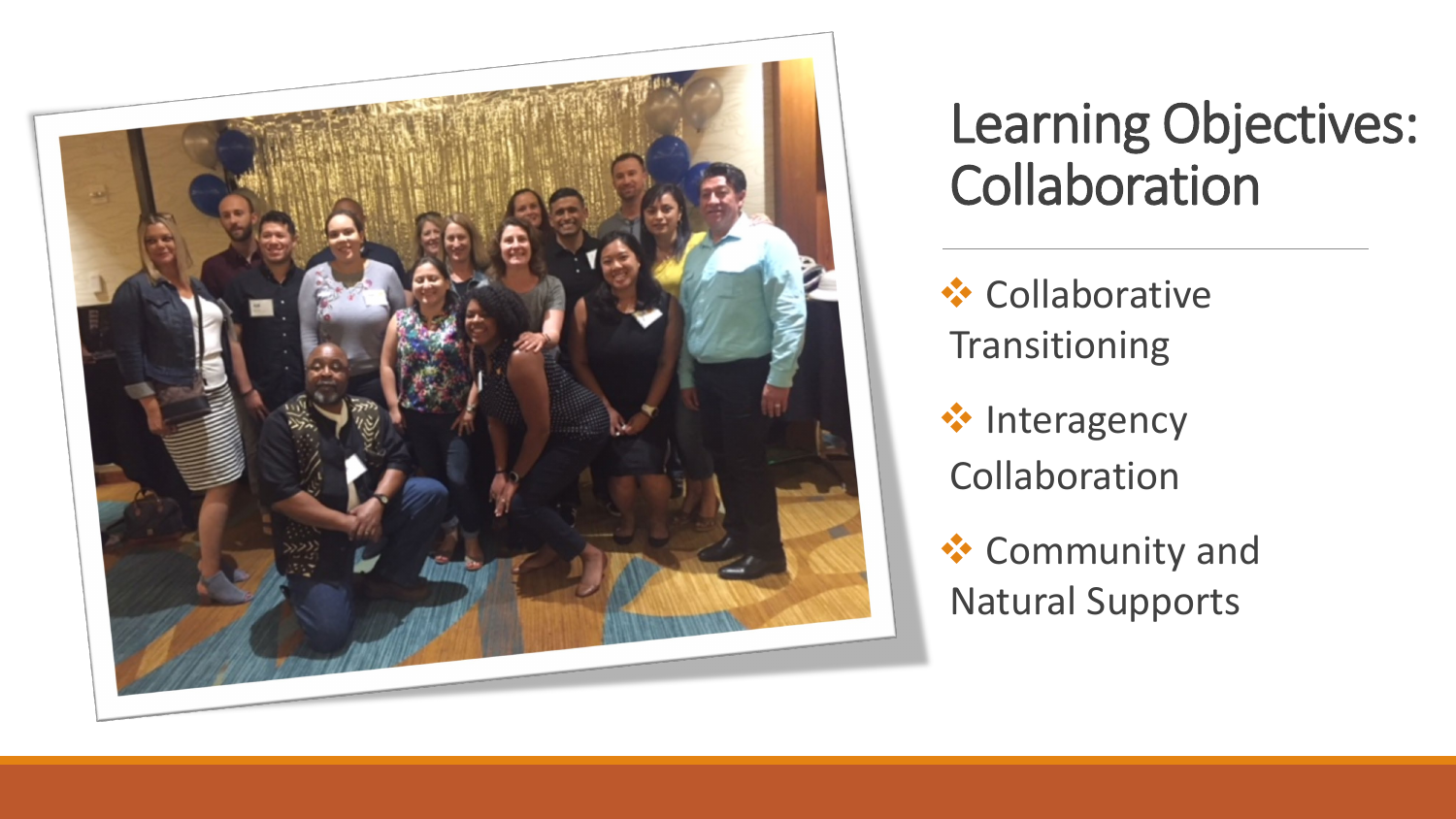# Learning Objectives: Collaboration

- Collaborative Transitioning
- Interagency Collaboration
- Community and Natural Supports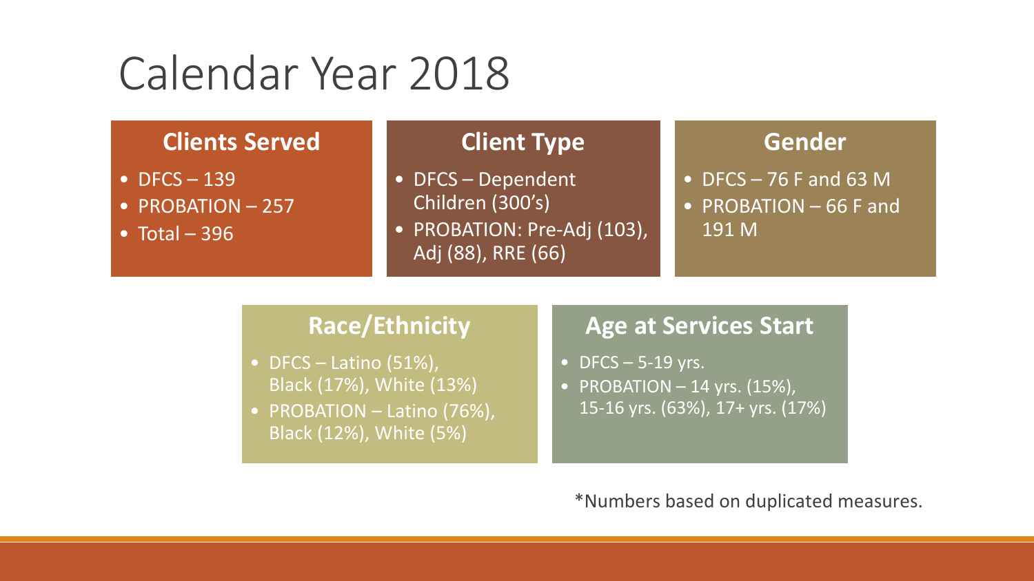# Calendar Year 2018

### Clients Served

- DFCS – 139
- PROBATION – 257
- Total – 396

### Client Type

- DFCS – Dependent Children (300’s)
- PROBATION: Pre-Adj (103), Adj (88), RRE (66)

### Gender

- DFCS – 76 F and 63 M
- PROBATION – 66 F and 191 M

### Race/Ethnicity

- DFCS – Latino (51%), Black (17%), White (13%)
- PROBATION – Latino (76%), Black (12%), White (5%)

### Age at Services Start

- DFCS – 5-19 yrs.
- PROBATION – 14 yrs. (15%), 15-16 yrs. (63%), 17+ yrs. (17%)

*Numbers based on duplicated measures.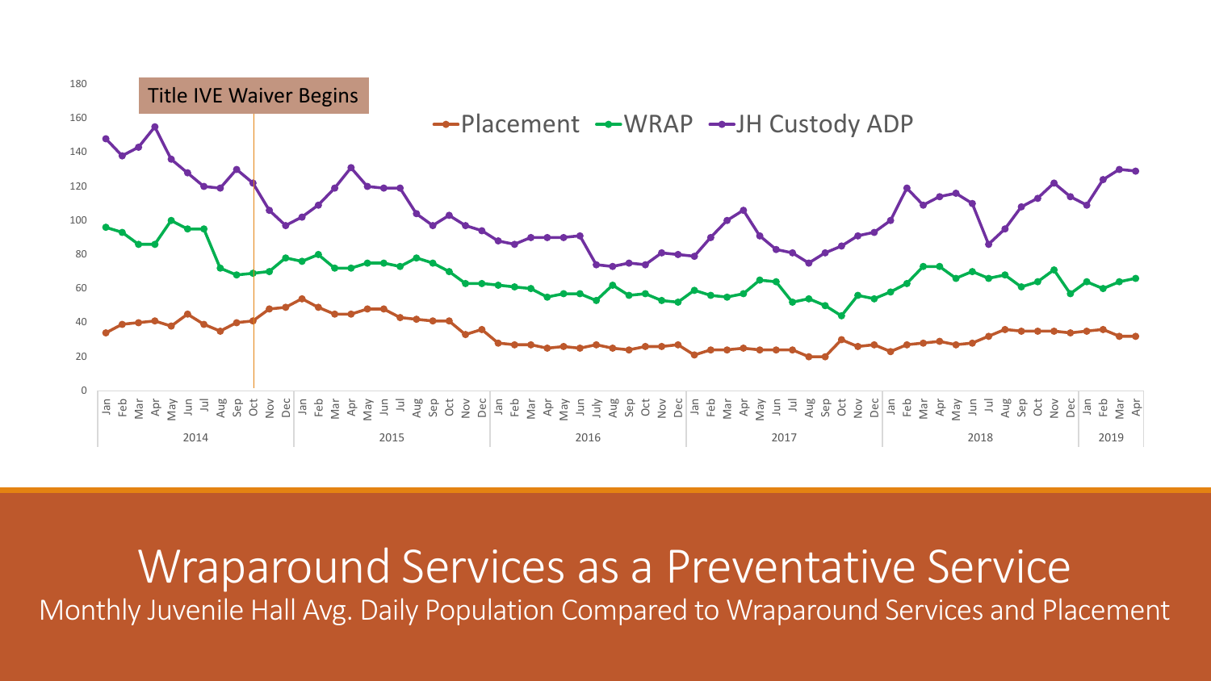# Wraparound Services as a Preventative Service

Monthly Juvenile Hall Avg. Daily Population Compared to Wraparound Services and Placement

Title IVE Waiver Begins

Placement | WRAP | JH Custody ADP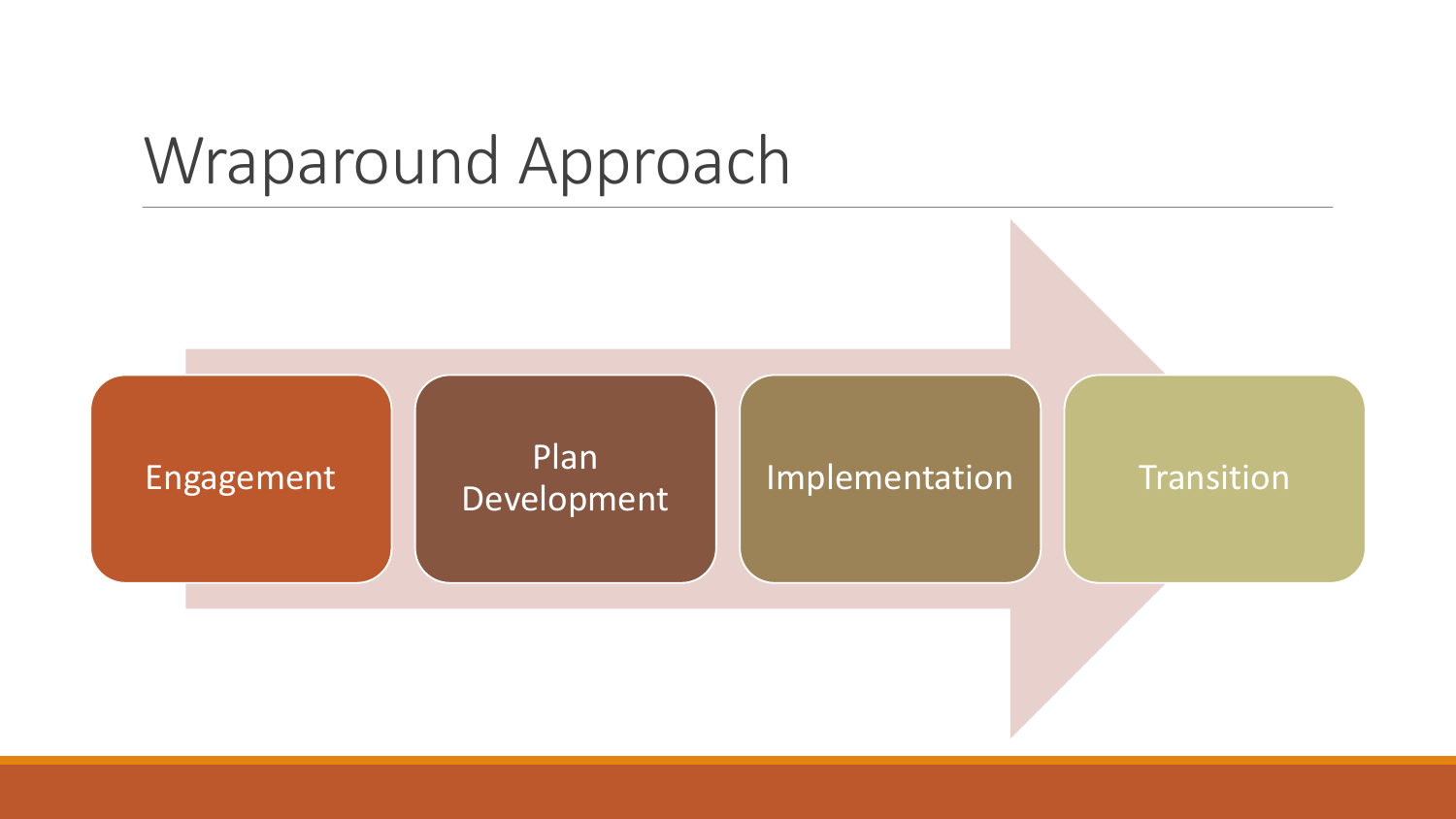# Wraparound Approach

- Engagement
- Plan Development
- Implementation
- Transition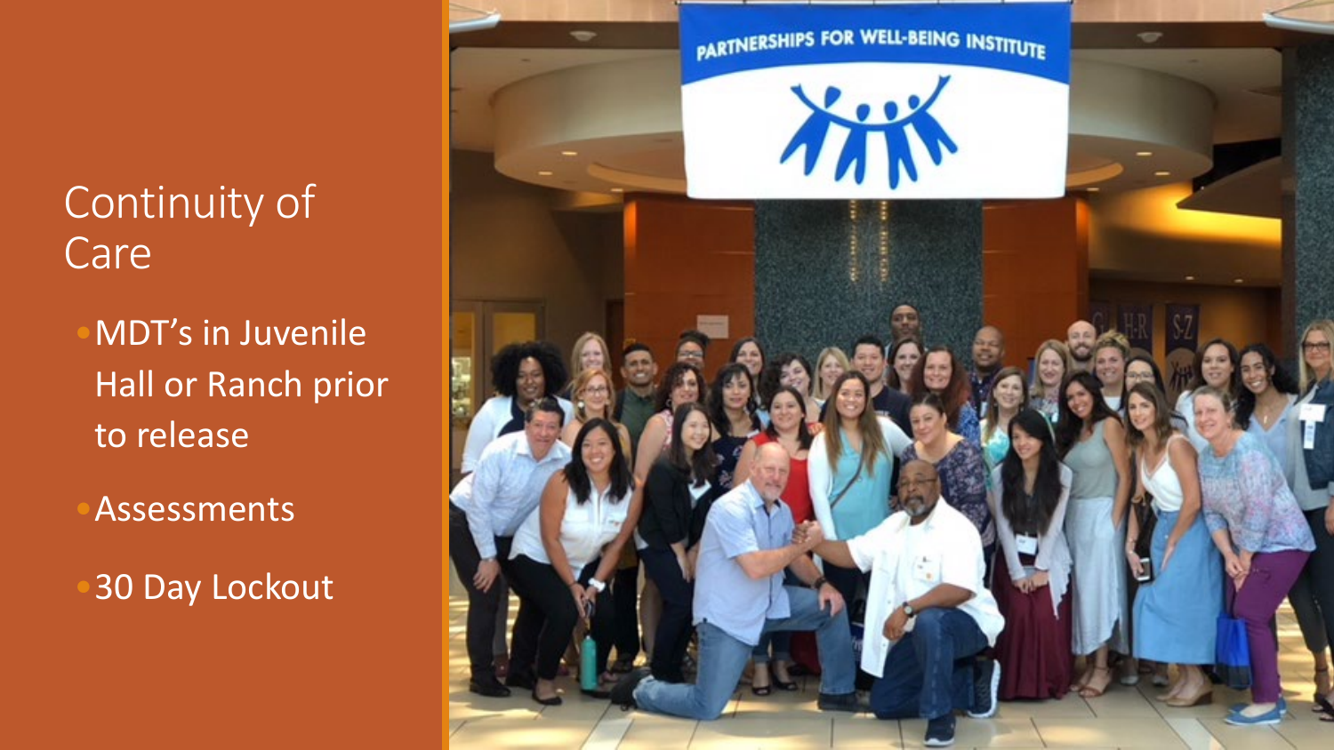# Continuity of Care

- MDT's in Juvenile Hall or Ranch prior to release
- Assessments
- 30 Day Lockout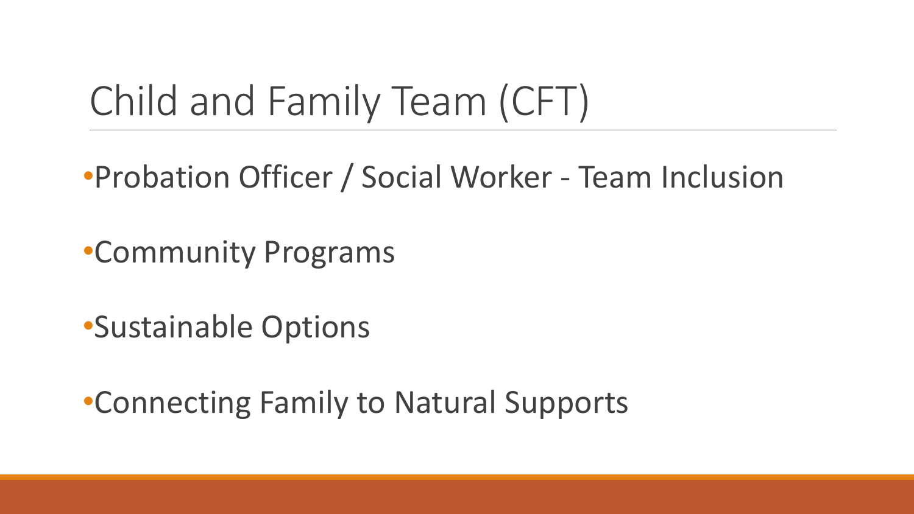# Child and Family Team (CFT)

- Probation Officer / Social Worker - Team Inclusion
- Community Programs
- Sustainable Options
- Connecting Family to Natural Supports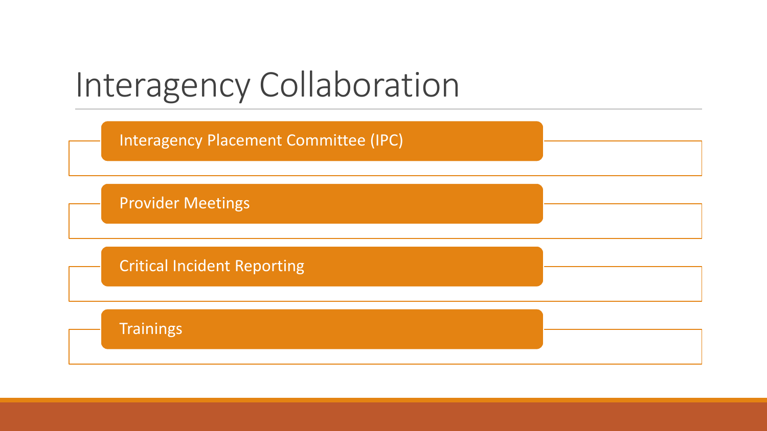# Interagency Collaboration

- Interagency Placement Committee (IPC)
- Provider Meetings
- Critical Incident Reporting
- Trainings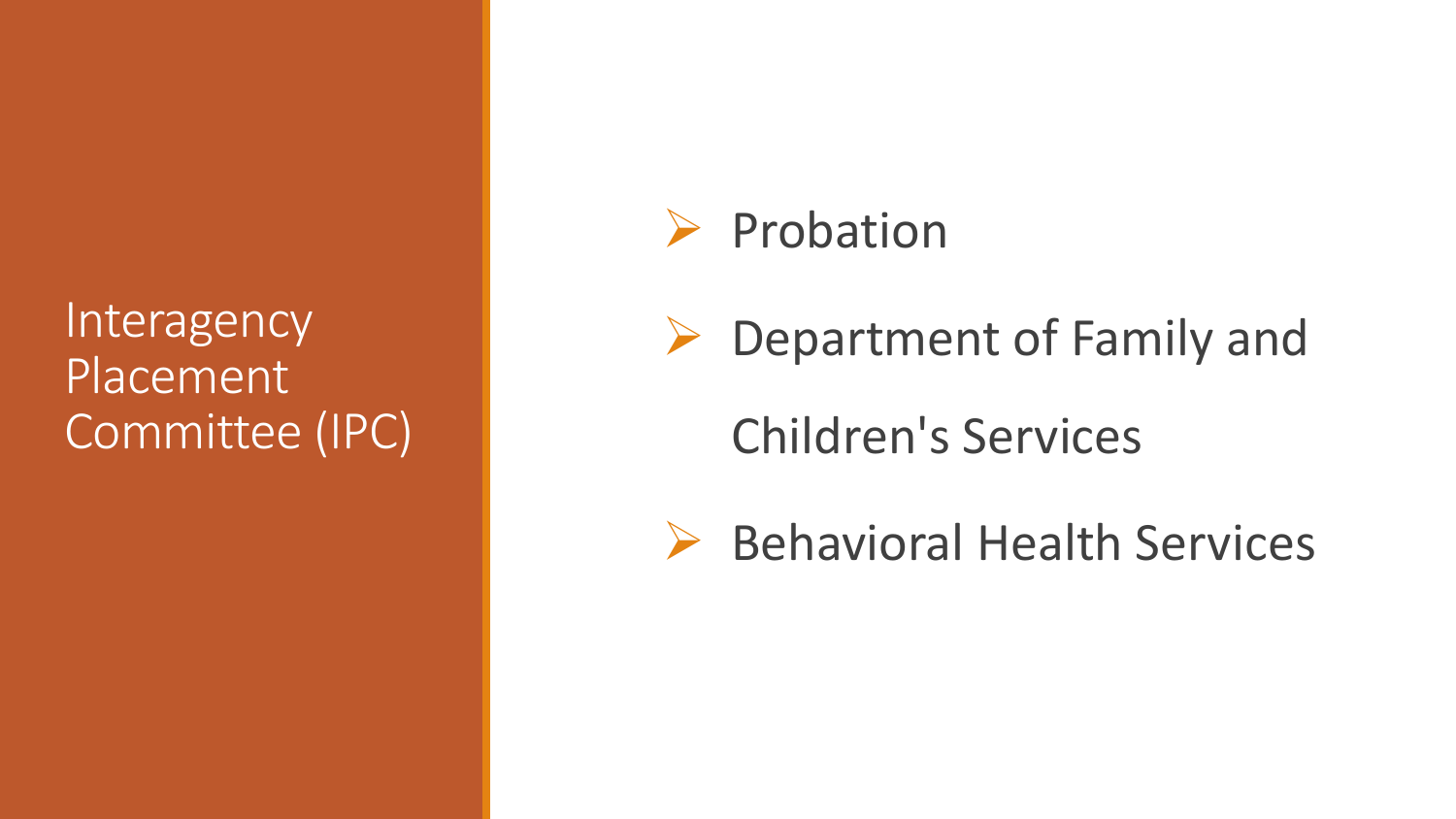# Interagency Placement Committee (IPC)

- Probation
- Department of Family and Children's Services
- Behavioral Health Services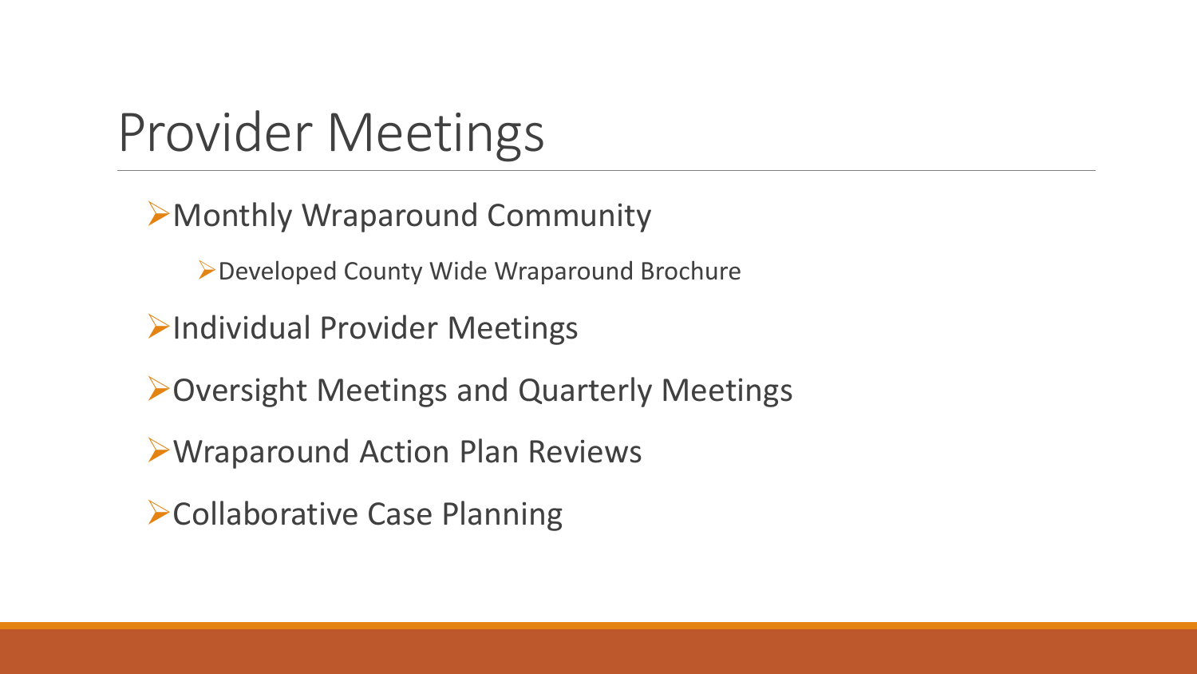# Provider Meetings

- Monthly Wraparound Community
  - Developed County Wide Wraparound Brochure
- Individual Provider Meetings
- Oversight Meetings and Quarterly Meetings
- Wraparound Action Plan Reviews
- Collaborative Case Planning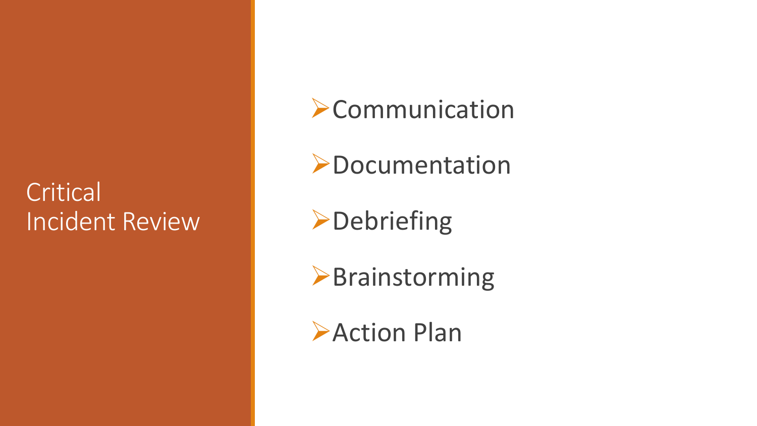# Critical Incident Review

- Communication
- Documentation
- Debriefing
- Brainstorming
- Action Plan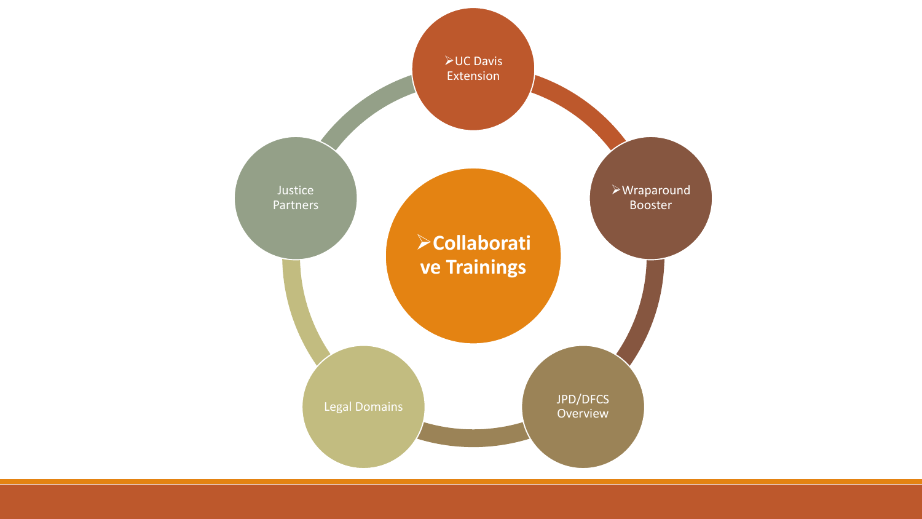# Collaborative Trainings

- UC Davis Extension
- Wraparound Booster
- JPD/DFCS Overview
- Legal Domains
- Justice Partners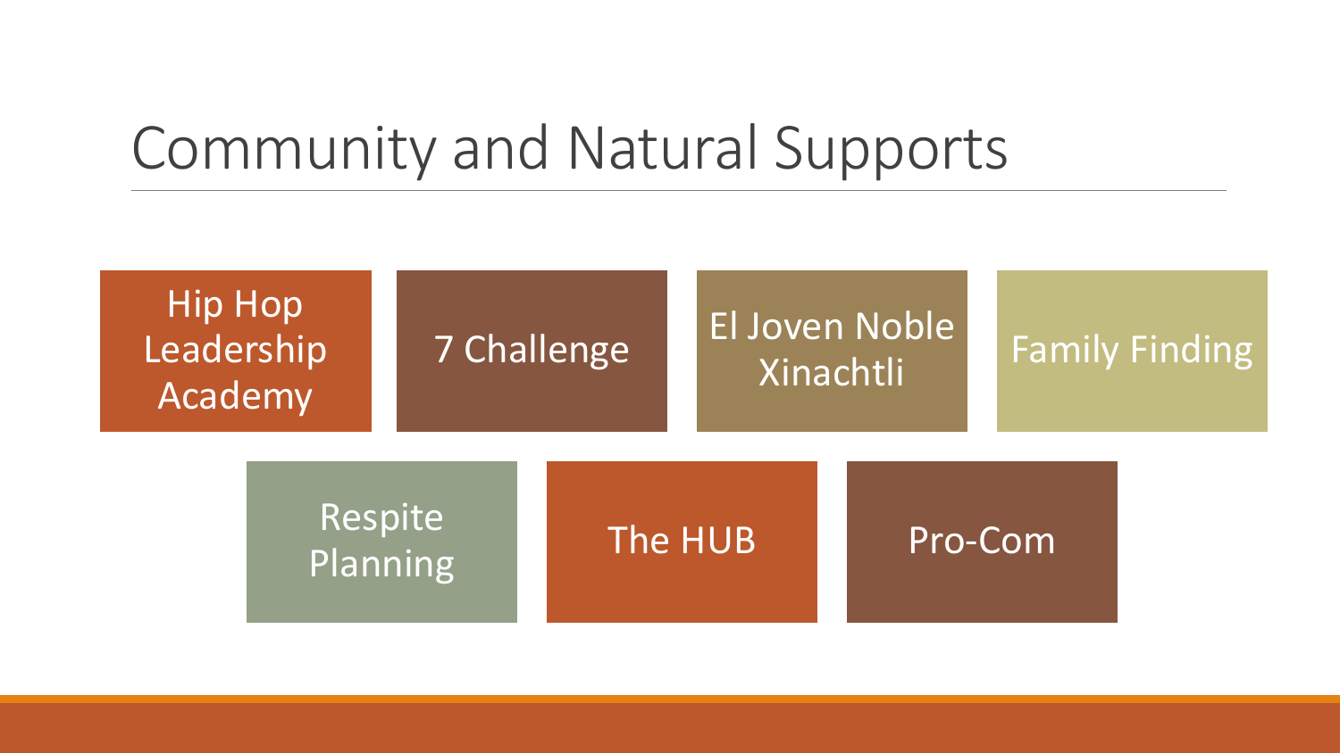# Community and Natural Supports

- Hip Hop Leadership Academy
- 7 Challenge
- El Joven Noble Xinachtli
- Family Finding
- Respite Planning
- The HUB
- Pro-Com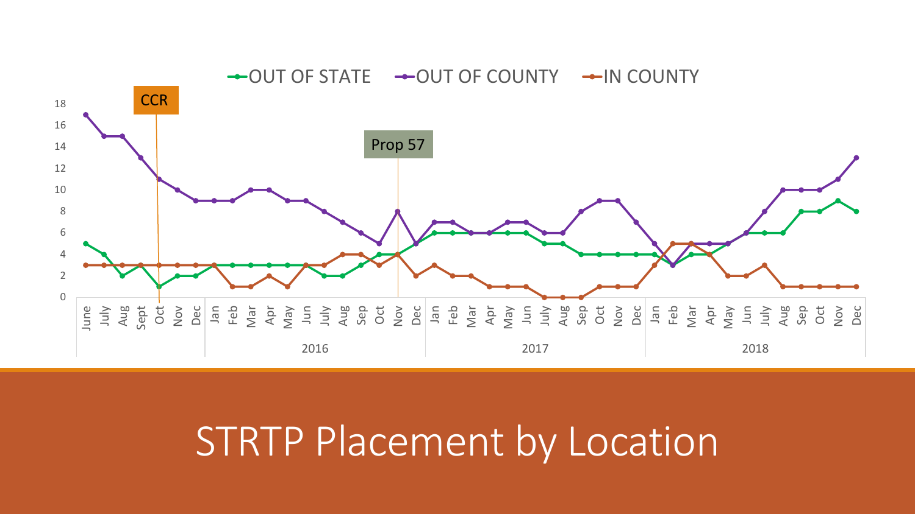# STRTP Placement by Location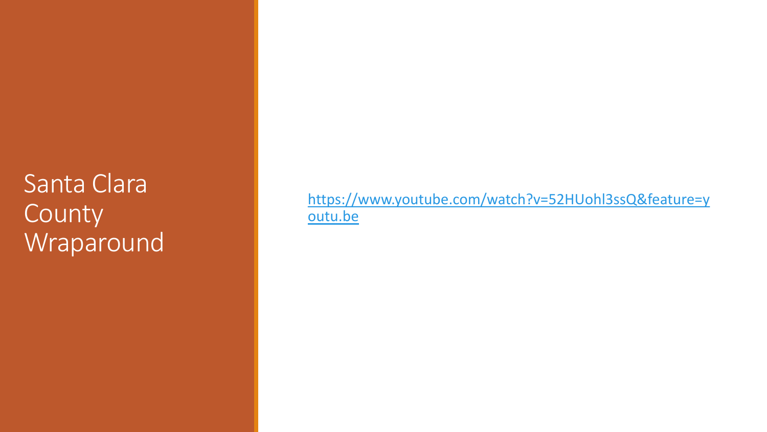# Santa Clara County Wraparound

https://www.youtube.com/watch?v=52HUohl3ssQ&feature=youtu.be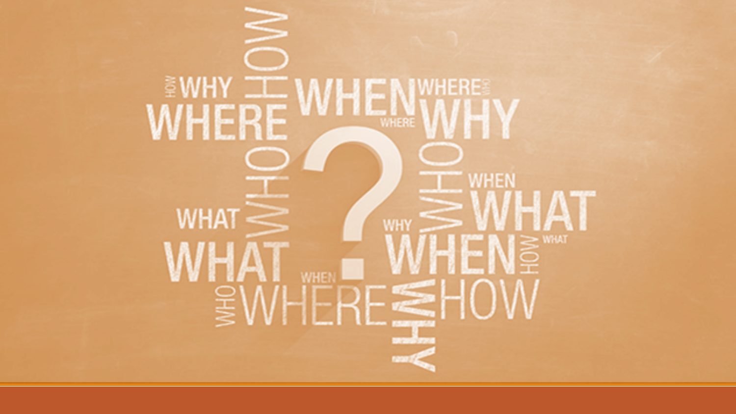HOW WHY
WHERE
HOW
WHEN WHERE HOW
WHERE WHY
WHO
?
WHEN
WHAT
WHO
WHAT
WHY
WHO
WHEN
WHAT
HOW
WHAT
WHEN
WHO WHERE
WHY
HOW